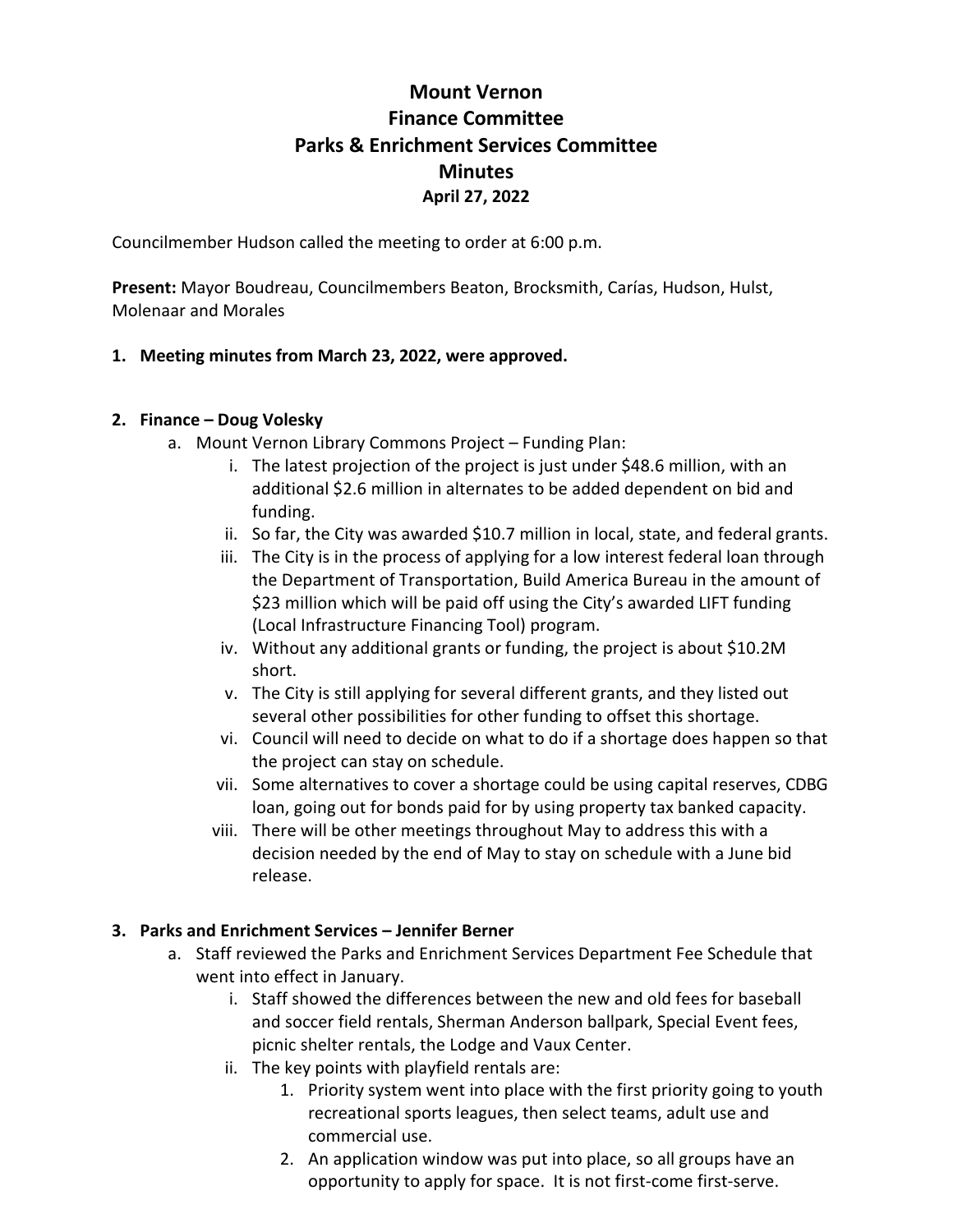# Mount Vernon
## Finance Committee
## Parks & Enrichment Services Committee
## Minutes
**April 27, 2022**

Councilmember Hudson called the meeting to order at 6:00 p.m.

**Present:** Mayor Boudreau, Councilmembers Beaton, Brocksmith, Carías, Hudson, Hulst, Molenaar and Morales

1. **Meeting minutes from March 23, 2022, were approved.**

2. **Finance – Doug Volesky**
    a. Mount Vernon Library Commons Project – Funding Plan:
        i. The latest projection of the project is just under $48.6 million, with an additional $2.6 million in alternates to be added dependent on bid and funding.
        ii. So far, the City was awarded $10.7 million in local, state, and federal grants.
        iii. The City is in the process of applying for a low interest federal loan through the Department of Transportation, Build America Bureau in the amount of $23 million which will be paid off using the City's awarded LIFT funding (Local Infrastructure Financing Tool) program.
        iv. Without any additional grants or funding, the project is about $10.2M short.
        v. The City is still applying for several different grants, and they listed out several other possibilities for other funding to offset this shortage.
        vi. Council will need to decide on what to do if a shortage does happen so that the project can stay on schedule.
        vii. Some alternatives to cover a shortage could be using capital reserves, CDBG loan, going out for bonds paid for by using property tax banked capacity.
        viii. There will be other meetings throughout May to address this with a decision needed by the end of May to stay on schedule with a June bid release.

3. **Parks and Enrichment Services – Jennifer Berner**
    a. Staff reviewed the Parks and Enrichment Services Department Fee Schedule that went into effect in January.
        i. Staff showed the differences between the new and old fees for baseball and soccer field rentals, Sherman Anderson ballpark, Special Event fees, picnic shelter rentals, the Lodge and Vaux Center.
        ii. The key points with playfield rentals are:
            1. Priority system went into place with the first priority going to youth recreational sports leagues, then select teams, adult use and commercial use.
            2. An application window was put into place, so all groups have an opportunity to apply for space. It is not first-come first-serve.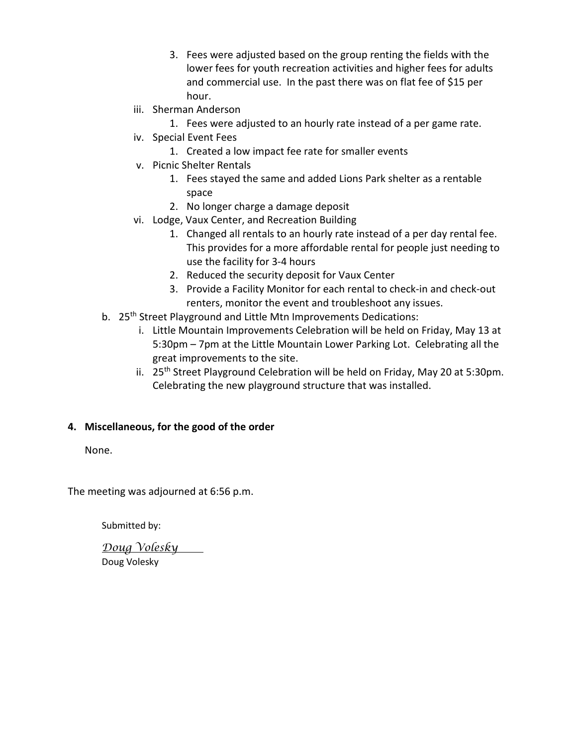3. Fees were adjusted based on the group renting the fields with the lower fees for youth recreation activities and higher fees for adults and commercial use. In the past there was on flat fee of $15 per hour.

iii. Sherman Anderson
   1. Fees were adjusted to an hourly rate instead of a per game rate.

iv. Special Event Fees
   1. Created a low impact fee rate for smaller events

v. Picnic Shelter Rentals
   1. Fees stayed the same and added Lions Park shelter as a rentable space
   2. No longer charge a damage deposit

vi. Lodge, Vaux Center, and Recreation Building
   1. Changed all rentals to an hourly rate instead of a per day rental fee. This provides for a more affordable rental for people just needing to use the facility for 3-4 hours
   2. Reduced the security deposit for Vaux Center
   3. Provide a Facility Monitor for each rental to check-in and check-out renters, monitor the event and troubleshoot any issues.

b. 25th Street Playground and Little Mtn Improvements Dedications:

   i. Little Mountain Improvements Celebration will be held on Friday, May 13 at 5:30pm – 7pm at the Little Mountain Lower Parking Lot. Celebrating all the great improvements to the site.

   ii. 25th Street Playground Celebration will be held on Friday, May 20 at 5:30pm. Celebrating the new playground structure that was installed.

**4. Miscellaneous, for the good of the order**

None.

The meeting was adjourned at 6:56 p.m.

Submitted by:

*Doug Volesky*

Doug Volesky